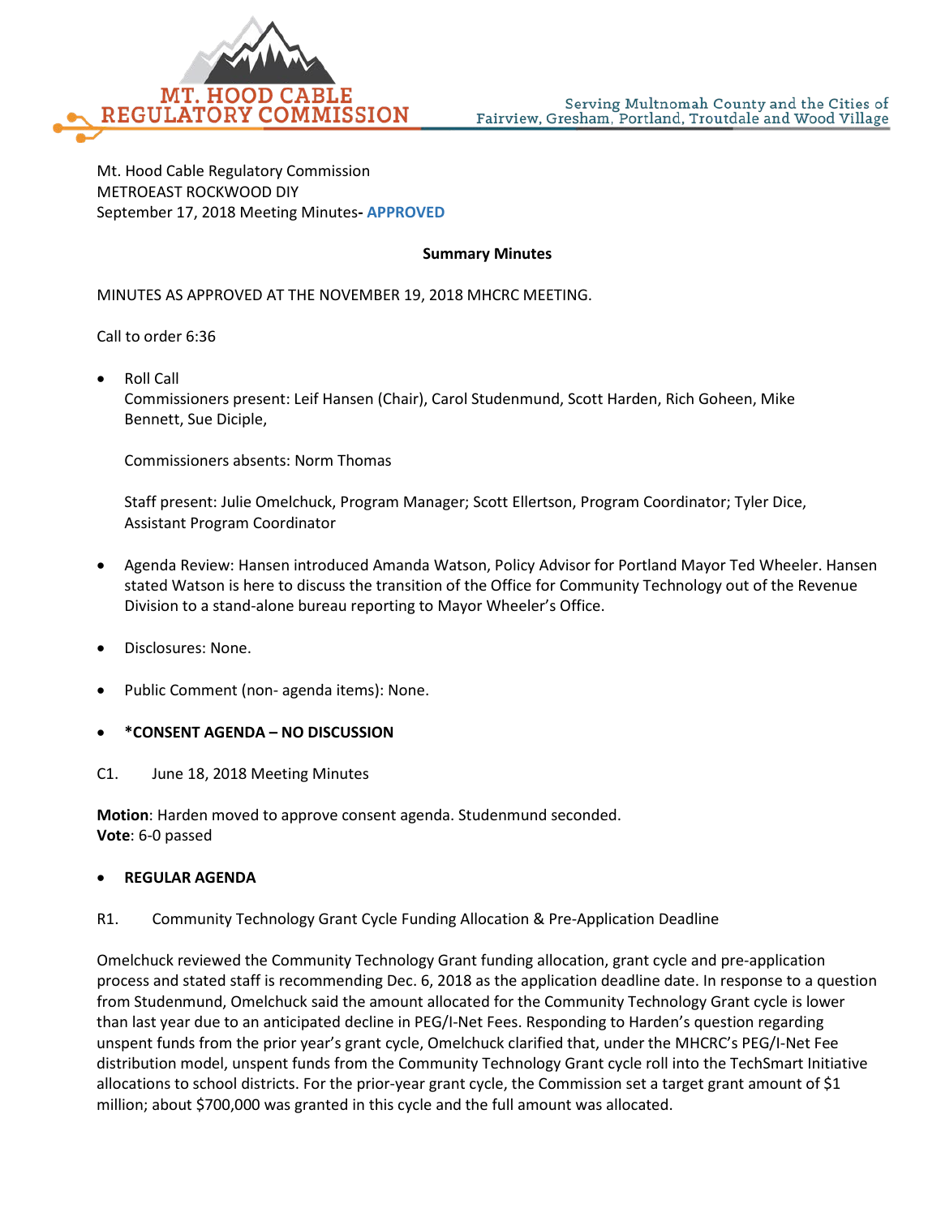MT. HOOD CABLE REGULATORY COMMISSION

Serving Multnomah County and the Cities of Fairview, Gresham, Portland, Troutdale and Wood Village

Mt. Hood Cable Regulatory Commission
METROEAST ROCKWOOD DIY
September 17, 2018 Meeting Minutes- **APPROVED**

**Summary Minutes**

MINUTES AS APPROVED AT THE NOVEMBER 19, 2018 MHCRC MEETING.

Call to order 6:36

- Roll Call
  Commissioners present: Leif Hansen (Chair), Carol Studenmund, Scott Harden, Rich Goheen, Mike Bennett, Sue Diciple,

  Commissioners absents: Norm Thomas

  Staff present: Julie Omelchuck, Program Manager; Scott Ellertson, Program Coordinator; Tyler Dice, Assistant Program Coordinator

- Agenda Review: Hansen introduced Amanda Watson, Policy Advisor for Portland Mayor Ted Wheeler. Hansen stated Watson is here to discuss the transition of the Office for Community Technology out of the Revenue Division to a stand-alone bureau reporting to Mayor Wheeler's Office.

- Disclosures: None.

- Public Comment (non- agenda items): None.

- **\*CONSENT AGENDA – NO DISCUSSION**

C1. June 18, 2018 Meeting Minutes

**Motion**: Harden moved to approve consent agenda. Studenmund seconded.
**Vote**: 6-0 passed

- **REGULAR AGENDA**

R1. Community Technology Grant Cycle Funding Allocation & Pre-Application Deadline

Omelchuck reviewed the Community Technology Grant funding allocation, grant cycle and pre-application process and stated staff is recommending Dec. 6, 2018 as the application deadline date. In response to a question from Studenmund, Omelchuck said the amount allocated for the Community Technology Grant cycle is lower than last year due to an anticipated decline in PEG/I-Net Fees. Responding to Harden's question regarding unspent funds from the prior year's grant cycle, Omelchuck clarified that, under the MHCRC's PEG/I-Net Fee distribution model, unspent funds from the Community Technology Grant cycle roll into the TechSmart Initiative allocations to school districts. For the prior-year grant cycle, the Commission set a target grant amount of $1 million; about $700,000 was granted in this cycle and the full amount was allocated.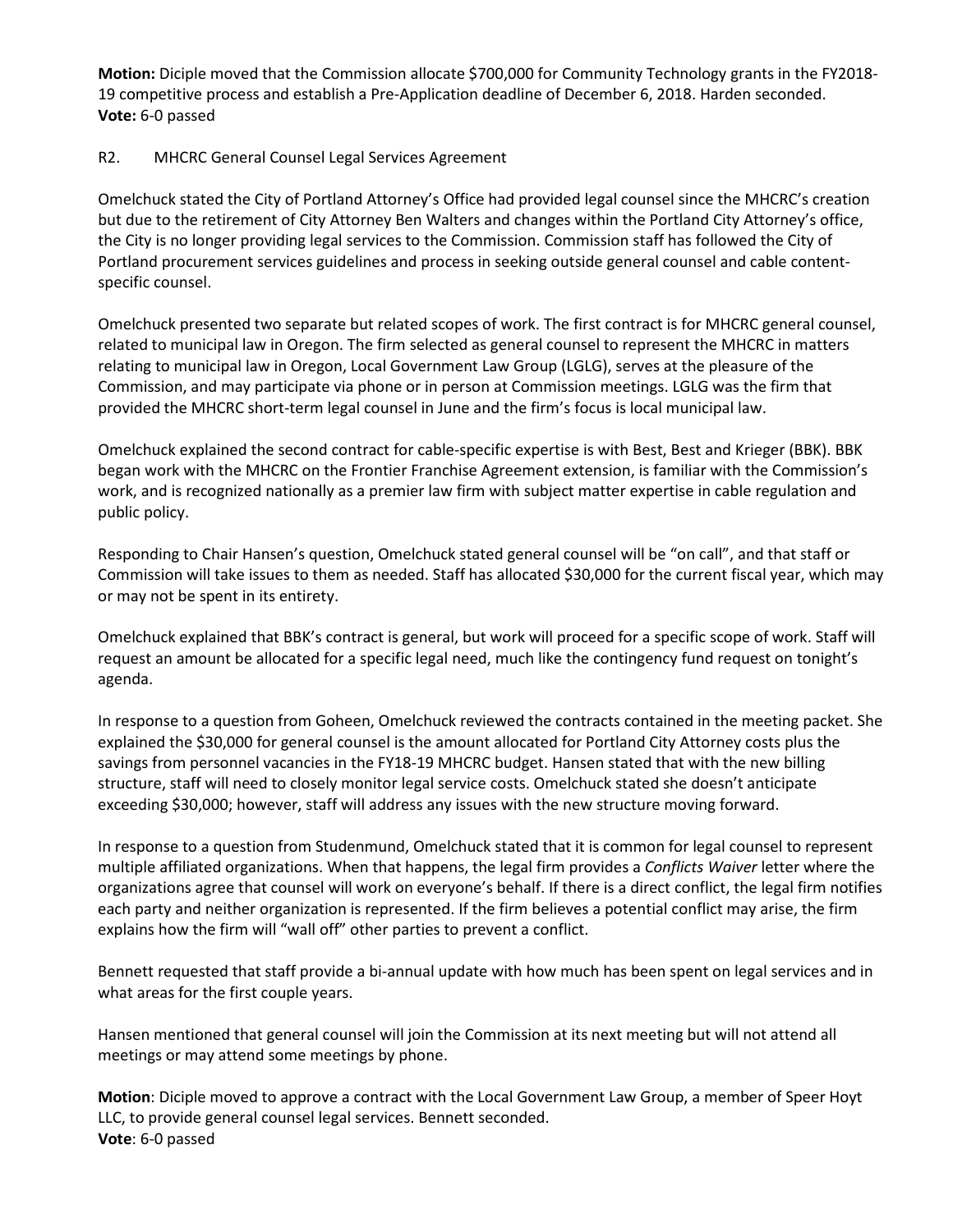**Motion:** Diciple moved that the Commission allocate $700,000 for Community Technology grants in the FY2018-19 competitive process and establish a Pre-Application deadline of December 6, 2018. Harden seconded.
**Vote:** 6-0 passed

R2. MHCRC General Counsel Legal Services Agreement

Omelchuck stated the City of Portland Attorney's Office had provided legal counsel since the MHCRC's creation but due to the retirement of City Attorney Ben Walters and changes within the Portland City Attorney's office, the City is no longer providing legal services to the Commission. Commission staff has followed the City of Portland procurement services guidelines and process in seeking outside general counsel and cable content-specific counsel.

Omelchuck presented two separate but related scopes of work. The first contract is for MHCRC general counsel, related to municipal law in Oregon. The firm selected as general counsel to represent the MHCRC in matters relating to municipal law in Oregon, Local Government Law Group (LGLG), serves at the pleasure of the Commission, and may participate via phone or in person at Commission meetings. LGLG was the firm that provided the MHCRC short-term legal counsel in June and the firm's focus is local municipal law.

Omelchuck explained the second contract for cable-specific expertise is with Best, Best and Krieger (BBK). BBK began work with the MHCRC on the Frontier Franchise Agreement extension, is familiar with the Commission's work, and is recognized nationally as a premier law firm with subject matter expertise in cable regulation and public policy.

Responding to Chair Hansen's question, Omelchuck stated general counsel will be "on call", and that staff or Commission will take issues to them as needed. Staff has allocated $30,000 for the current fiscal year, which may or may not be spent in its entirety.

Omelchuck explained that BBK's contract is general, but work will proceed for a specific scope of work. Staff will request an amount be allocated for a specific legal need, much like the contingency fund request on tonight's agenda.

In response to a question from Goheen, Omelchuck reviewed the contracts contained in the meeting packet. She explained the $30,000 for general counsel is the amount allocated for Portland City Attorney costs plus the savings from personnel vacancies in the FY18-19 MHCRC budget. Hansen stated that with the new billing structure, staff will need to closely monitor legal service costs. Omelchuck stated she doesn't anticipate exceeding $30,000; however, staff will address any issues with the new structure moving forward.

In response to a question from Studenmund, Omelchuck stated that it is common for legal counsel to represent multiple affiliated organizations. When that happens, the legal firm provides a *Conflicts Waiver* letter where the organizations agree that counsel will work on everyone's behalf. If there is a direct conflict, the legal firm notifies each party and neither organization is represented. If the firm believes a potential conflict may arise, the firm explains how the firm will "wall off" other parties to prevent a conflict.

Bennett requested that staff provide a bi-annual update with how much has been spent on legal services and in what areas for the first couple years.

Hansen mentioned that general counsel will join the Commission at its next meeting but will not attend all meetings or may attend some meetings by phone.

**Motion**: Diciple moved to approve a contract with the Local Government Law Group, a member of Speer Hoyt LLC, to provide general counsel legal services. Bennett seconded.
**Vote**: 6-0 passed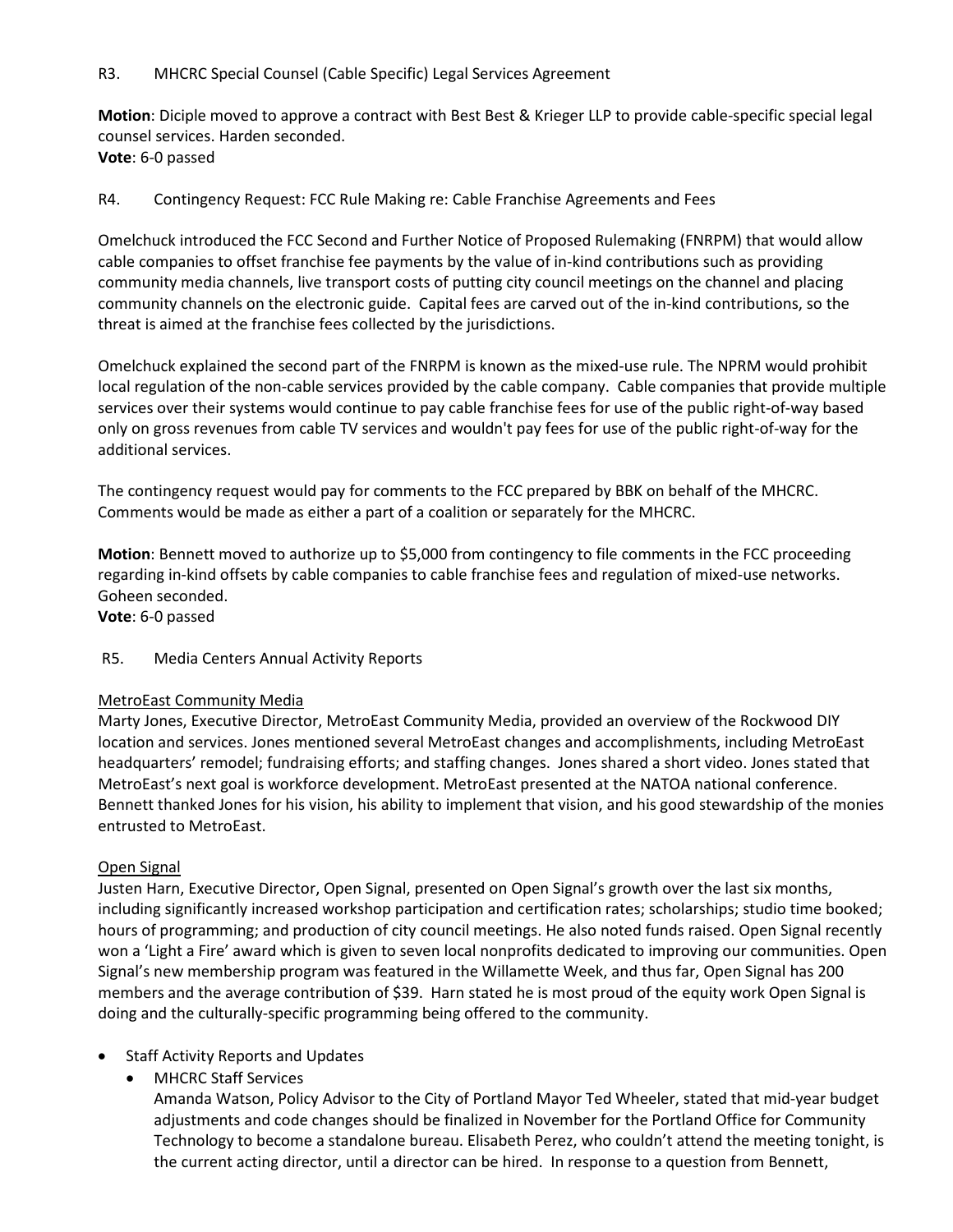R3. MHCRC Special Counsel (Cable Specific) Legal Services Agreement

**Motion**: Diciple moved to approve a contract with Best Best & Krieger LLP to provide cable-specific special legal counsel services. Harden seconded.
**Vote**: 6-0 passed

R4. Contingency Request: FCC Rule Making re: Cable Franchise Agreements and Fees

Omelchuck introduced the FCC Second and Further Notice of Proposed Rulemaking (FNRPM) that would allow cable companies to offset franchise fee payments by the value of in-kind contributions such as providing community media channels, live transport costs of putting city council meetings on the channel and placing community channels on the electronic guide. Capital fees are carved out of the in-kind contributions, so the threat is aimed at the franchise fees collected by the jurisdictions.

Omelchuck explained the second part of the FNRPM is known as the mixed-use rule. The NPRM would prohibit local regulation of the non-cable services provided by the cable company. Cable companies that provide multiple services over their systems would continue to pay cable franchise fees for use of the public right-of-way based only on gross revenues from cable TV services and wouldn't pay fees for use of the public right-of-way for the additional services.

The contingency request would pay for comments to the FCC prepared by BBK on behalf of the MHCRC. Comments would be made as either a part of a coalition or separately for the MHCRC.

**Motion**: Bennett moved to authorize up to $5,000 from contingency to file comments in the FCC proceeding regarding in-kind offsets by cable companies to cable franchise fees and regulation of mixed-use networks. Goheen seconded.
**Vote**: 6-0 passed

R5. Media Centers Annual Activity Reports

MetroEast Community Media

Marty Jones, Executive Director, MetroEast Community Media, provided an overview of the Rockwood DIY location and services. Jones mentioned several MetroEast changes and accomplishments, including MetroEast headquarters' remodel; fundraising efforts; and staffing changes. Jones shared a short video. Jones stated that MetroEast's next goal is workforce development. MetroEast presented at the NATOA national conference. Bennett thanked Jones for his vision, his ability to implement that vision, and his good stewardship of the monies entrusted to MetroEast.

Open Signal

Justen Harn, Executive Director, Open Signal, presented on Open Signal's growth over the last six months, including significantly increased workshop participation and certification rates; scholarships; studio time booked; hours of programming; and production of city council meetings. He also noted funds raised. Open Signal recently won a 'Light a Fire' award which is given to seven local nonprofits dedicated to improving our communities. Open Signal's new membership program was featured in the Willamette Week, and thus far, Open Signal has 200 members and the average contribution of $39. Harn stated he is most proud of the equity work Open Signal is doing and the culturally-specific programming being offered to the community.

- Staff Activity Reports and Updates
  - MHCRC Staff Services
    Amanda Watson, Policy Advisor to the City of Portland Mayor Ted Wheeler, stated that mid-year budget adjustments and code changes should be finalized in November for the Portland Office for Community Technology to become a standalone bureau. Elisabeth Perez, who couldn't attend the meeting tonight, is the current acting director, until a director can be hired. In response to a question from Bennett,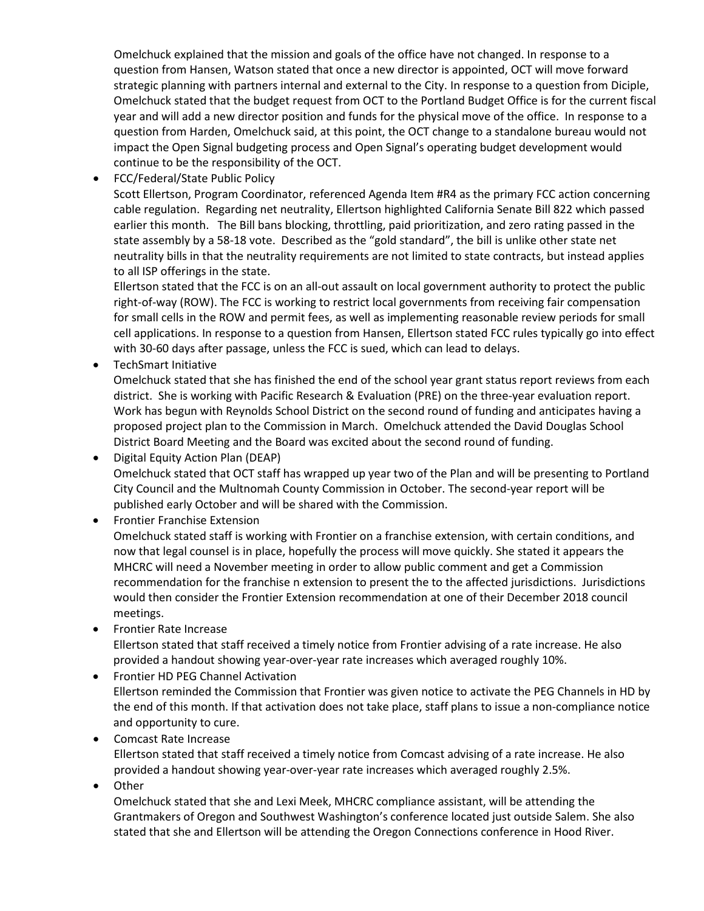Omelchuck explained that the mission and goals of the office have not changed. In response to a question from Hansen, Watson stated that once a new director is appointed, OCT will move forward strategic planning with partners internal and external to the City. In response to a question from Diciple, Omelchuck stated that the budget request from OCT to the Portland Budget Office is for the current fiscal year and will add a new director position and funds for the physical move of the office. In response to a question from Harden, Omelchuck said, at this point, the OCT change to a standalone bureau would not impact the Open Signal budgeting process and Open Signal's operating budget development would continue to be the responsibility of the OCT.

- FCC/Federal/State Public Policy

  Scott Ellertson, Program Coordinator, referenced Agenda Item #R4 as the primary FCC action concerning cable regulation. Regarding net neutrality, Ellertson highlighted California Senate Bill 822 which passed earlier this month. The Bill bans blocking, throttling, paid prioritization, and zero rating passed in the state assembly by a 58-18 vote. Described as the "gold standard", the bill is unlike other state net neutrality bills in that the neutrality requirements are not limited to state contracts, but instead applies to all ISP offerings in the state.

  Ellertson stated that the FCC is on an all-out assault on local government authority to protect the public right-of-way (ROW). The FCC is working to restrict local governments from receiving fair compensation for small cells in the ROW and permit fees, as well as implementing reasonable review periods for small cell applications. In response to a question from Hansen, Ellertson stated FCC rules typically go into effect with 30-60 days after passage, unless the FCC is sued, which can lead to delays.

- TechSmart Initiative

  Omelchuck stated that she has finished the end of the school year grant status report reviews from each district. She is working with Pacific Research & Evaluation (PRE) on the three-year evaluation report. Work has begun with Reynolds School District on the second round of funding and anticipates having a proposed project plan to the Commission in March. Omelchuck attended the David Douglas School District Board Meeting and the Board was excited about the second round of funding.

- Digital Equity Action Plan (DEAP)

  Omelchuck stated that OCT staff has wrapped up year two of the Plan and will be presenting to Portland City Council and the Multnomah County Commission in October. The second-year report will be published early October and will be shared with the Commission.

- Frontier Franchise Extension

  Omelchuck stated staff is working with Frontier on a franchise extension, with certain conditions, and now that legal counsel is in place, hopefully the process will move quickly. She stated it appears the MHCRC will need a November meeting in order to allow public comment and get a Commission recommendation for the franchise n extension to present the to the affected jurisdictions. Jurisdictions would then consider the Frontier Extension recommendation at one of their December 2018 council meetings.

- Frontier Rate Increase

  Ellertson stated that staff received a timely notice from Frontier advising of a rate increase. He also provided a handout showing year-over-year rate increases which averaged roughly 10%.

- Frontier HD PEG Channel Activation

  Ellertson reminded the Commission that Frontier was given notice to activate the PEG Channels in HD by the end of this month. If that activation does not take place, staff plans to issue a non-compliance notice and opportunity to cure.

- Comcast Rate Increase

  Ellertson stated that staff received a timely notice from Comcast advising of a rate increase. He also provided a handout showing year-over-year rate increases which averaged roughly 2.5%.

- Other

  Omelchuck stated that she and Lexi Meek, MHCRC compliance assistant, will be attending the Grantmakers of Oregon and Southwest Washington's conference located just outside Salem. She also stated that she and Ellertson will be attending the Oregon Connections conference in Hood River.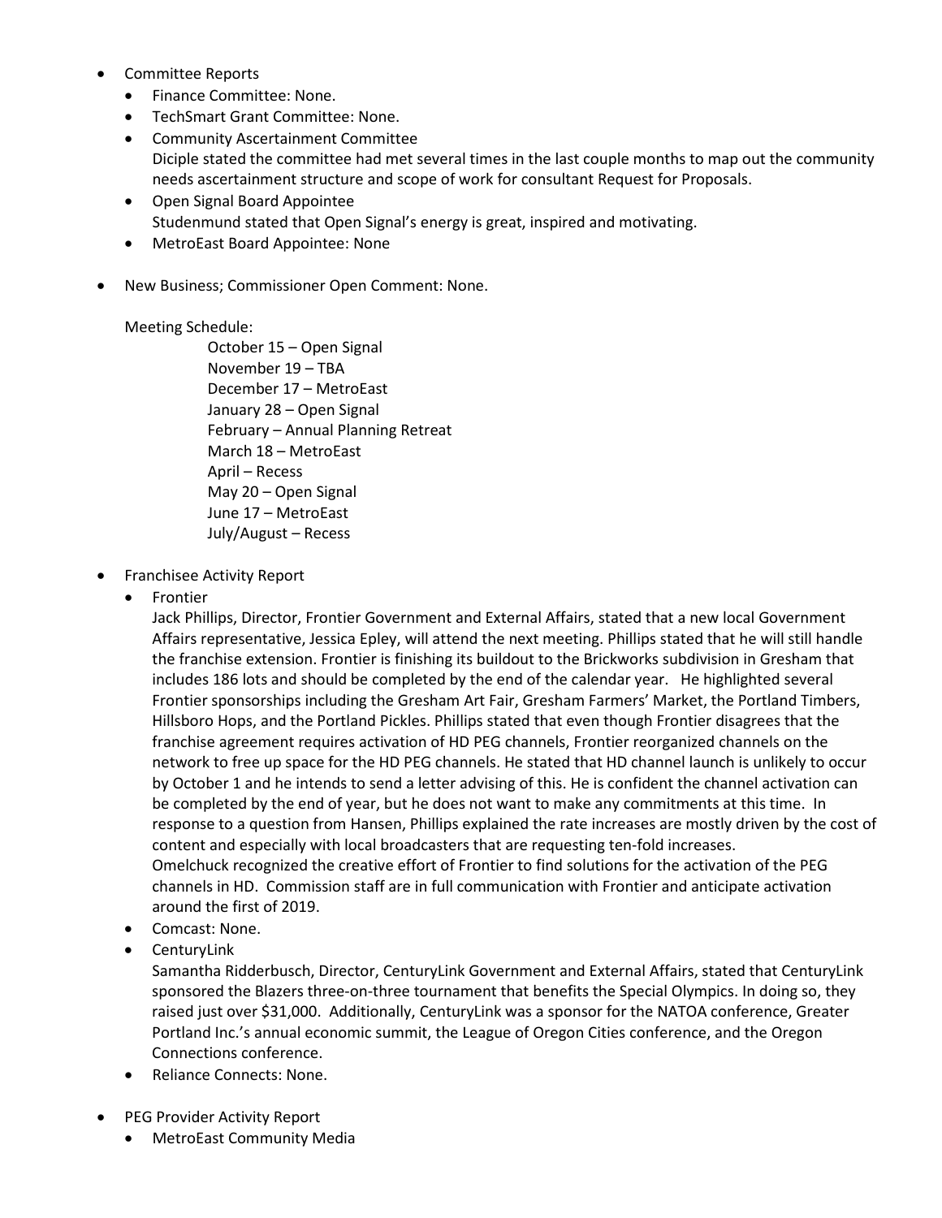- Committee Reports
  - Finance Committee: None.
  - TechSmart Grant Committee: None.
  - Community Ascertainment Committee
    Diciple stated the committee had met several times in the last couple months to map out the community needs ascertainment structure and scope of work for consultant Request for Proposals.
  - Open Signal Board Appointee
    Studenmund stated that Open Signal's energy is great, inspired and motivating.
  - MetroEast Board Appointee: None

- New Business; Commissioner Open Comment: None.

  Meeting Schedule:

  October 15 – Open Signal
  November 19 – TBA
  December 17 – MetroEast
  January 28 – Open Signal
  February – Annual Planning Retreat
  March 18 – MetroEast
  April – Recess
  May 20 – Open Signal
  June 17 – MetroEast
  July/August – Recess

- Franchisee Activity Report
  - Frontier
    Jack Phillips, Director, Frontier Government and External Affairs, stated that a new local Government Affairs representative, Jessica Epley, will attend the next meeting. Phillips stated that he will still handle the franchise extension. Frontier is finishing its buildout to the Brickworks subdivision in Gresham that includes 186 lots and should be completed by the end of the calendar year. He highlighted several Frontier sponsorships including the Gresham Art Fair, Gresham Farmers' Market, the Portland Timbers, Hillsboro Hops, and the Portland Pickles. Phillips stated that even though Frontier disagrees that the franchise agreement requires activation of HD PEG channels, Frontier reorganized channels on the network to free up space for the HD PEG channels. He stated that HD channel launch is unlikely to occur by October 1 and he intends to send a letter advising of this. He is confident the channel activation can be completed by the end of year, but he does not want to make any commitments at this time. In response to a question from Hansen, Phillips explained the rate increases are mostly driven by the cost of content and especially with local broadcasters that are requesting ten-fold increases.
    Omelchuck recognized the creative effort of Frontier to find solutions for the activation of the PEG channels in HD. Commission staff are in full communication with Frontier and anticipate activation around the first of 2019.
  - Comcast: None.
  - CenturyLink
    Samantha Ridderbusch, Director, CenturyLink Government and External Affairs, stated that CenturyLink sponsored the Blazers three-on-three tournament that benefits the Special Olympics. In doing so, they raised just over $31,000. Additionally, CenturyLink was a sponsor for the NATOA conference, Greater Portland Inc.'s annual economic summit, the League of Oregon Cities conference, and the Oregon Connections conference.
  - Reliance Connects: None.

- PEG Provider Activity Report
  - MetroEast Community Media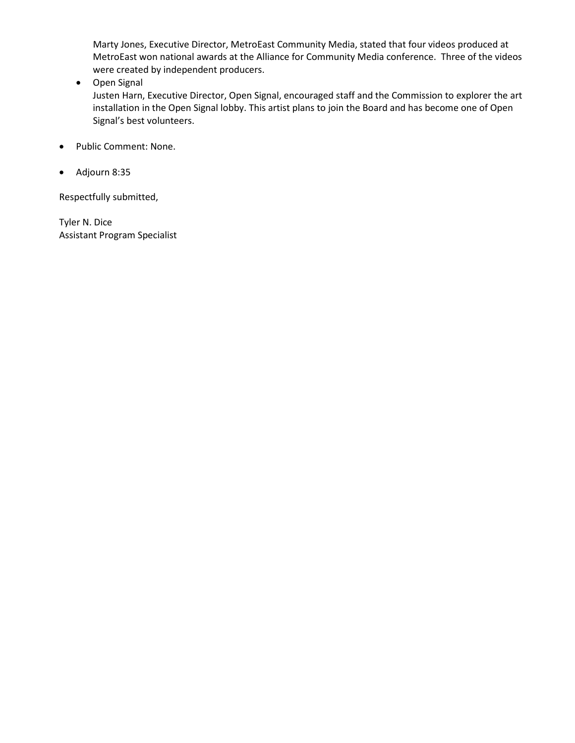Marty Jones, Executive Director, MetroEast Community Media, stated that four videos produced at MetroEast won national awards at the Alliance for Community Media conference. Three of the videos were created by independent producers.

- Open Signal
  Justen Harn, Executive Director, Open Signal, encouraged staff and the Commission to explorer the art installation in the Open Signal lobby. This artist plans to join the Board and has become one of Open Signal's best volunteers.

- Public Comment: None.

- Adjourn 8:35

Respectfully submitted,

Tyler N. Dice
Assistant Program Specialist